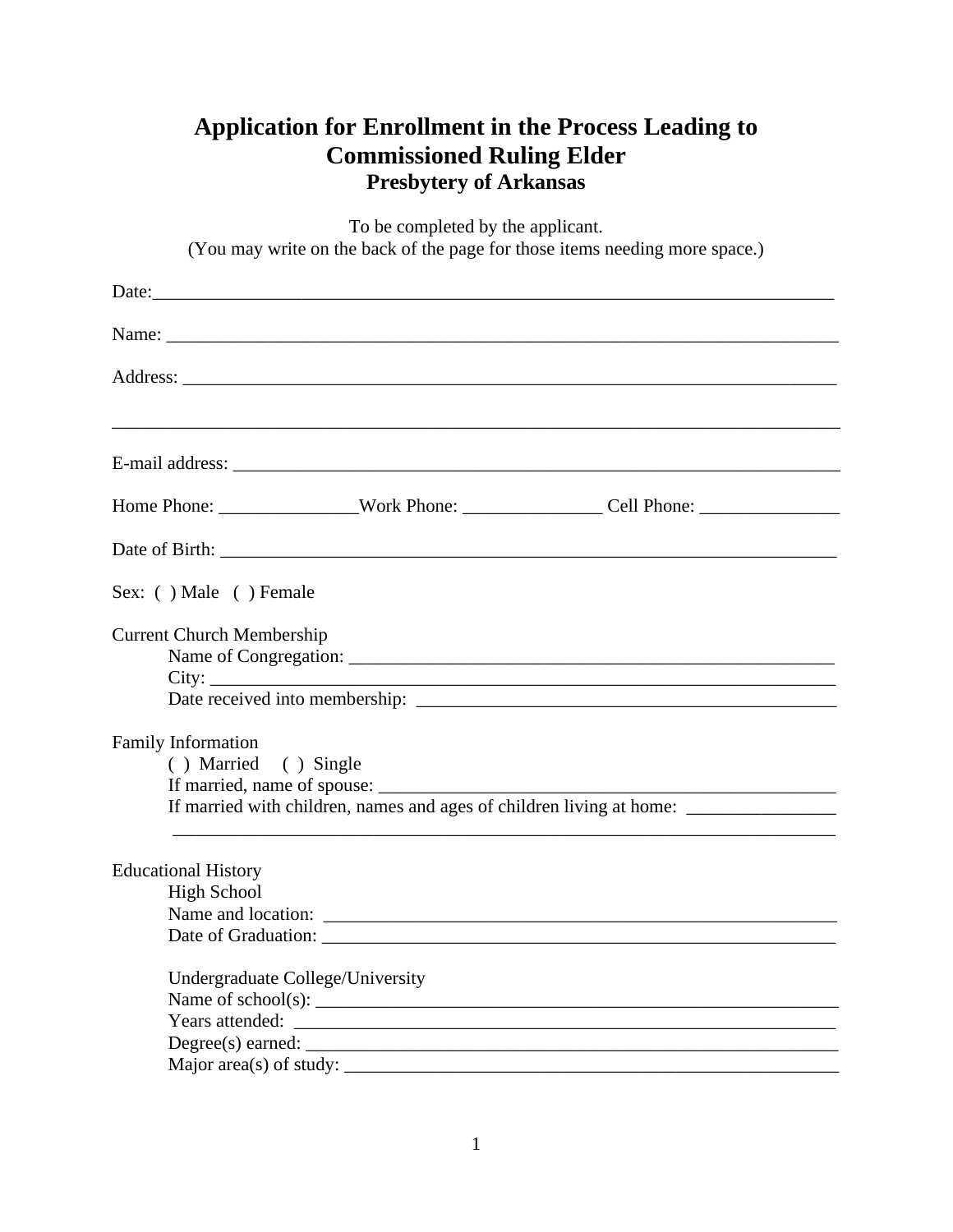# Application for Enrollment in the Process Leading to Commissioned Ruling Elder

## Presbytery of Arkansas

To be completed by the applicant.
(You may write on the back of the page for those items needing more space.)

Date:_______________________________________________________________________________

Name: ______________________________________________________________________________

Address: ____________________________________________________________________________

_____________________________________________________________________________________

E-mail address: ______________________________________________________________________

Home Phone: _______________Work Phone: _______________ Cell Phone: _______________

Date of Birth: _________________________________________________________________________

Sex: ( ) Male ( ) Female

Current Church Membership

Name of Congregation: _______________________________________________________

City: __________________________________________________________________________

Date received into membership: _______________________________________________

Family Information

( ) Married ( ) Single

If married, name of spouse: ____________________________________________________

If married with children, names and ages of children living at home: ________________

_____________________________________________________________________________

Educational History

High School

Name and location: _____________________________________________________________

Date of Graduation: ______________________________________________________________

Undergraduate College/University

Name of school(s): _______________________________________________________________

Years attended: __________________________________________________________________

Degree(s) earned: ________________________________________________________________

Major area(s) of study: ____________________________________________________________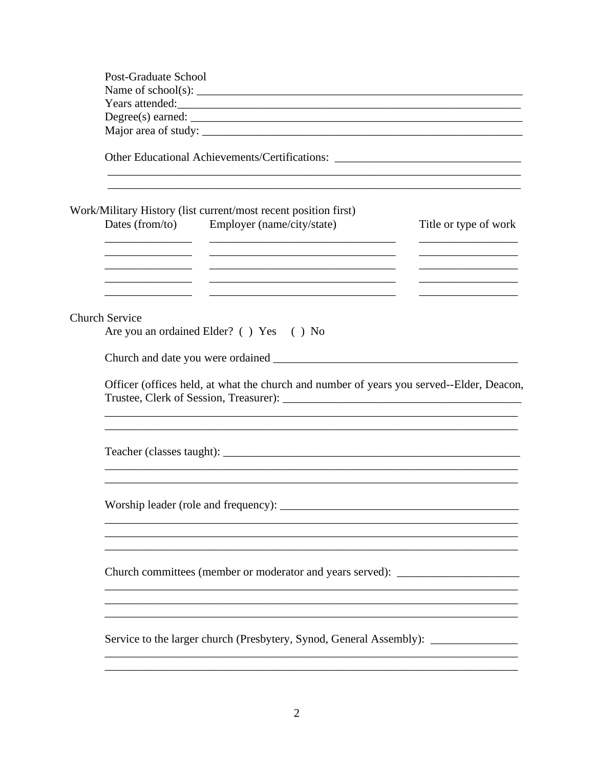Post-Graduate School

Name of school(s): ___________________________________________________________

Years attended:_______________________________________________________________

Degree(s) earned: _____________________________________________________________

Major area of study: ___________________________________________________________

Other Educational Achievements/Certifications: _________________________________

___________________________________________________________________________

___________________________________________________________________________

Work/Military History (list current/most recent position first)

| Dates (from/to) | Employer (name/city/state) | Title or type of work |
|---|---|---|
| _______________ | _________________________________ | _________________ |
| _______________ | _________________________________ | _________________ |
| _______________ | _________________________________ | _________________ |
| _______________ | _________________________________ | _________________ |
| _______________ | _________________________________ | _________________ |

Church Service

Are you an ordained Elder? ( ) Yes ( ) No

Church and date you were ordained ___________________________________________

Officer (offices held, at what the church and number of years you served--Elder, Deacon, Trustee, Clerk of Session, Treasurer): _________________________________________

___________________________________________________________________________

___________________________________________________________________________

Teacher (classes taught): ____________________________________________________

___________________________________________________________________________

___________________________________________________________________________

Worship leader (role and frequency): __________________________________________

___________________________________________________________________________

___________________________________________________________________________

___________________________________________________________________________

Church committees (member or moderator and years served): _____________________

___________________________________________________________________________

___________________________________________________________________________

___________________________________________________________________________

Service to the larger church (Presbytery, Synod, General Assembly): _______________

___________________________________________________________________________

___________________________________________________________________________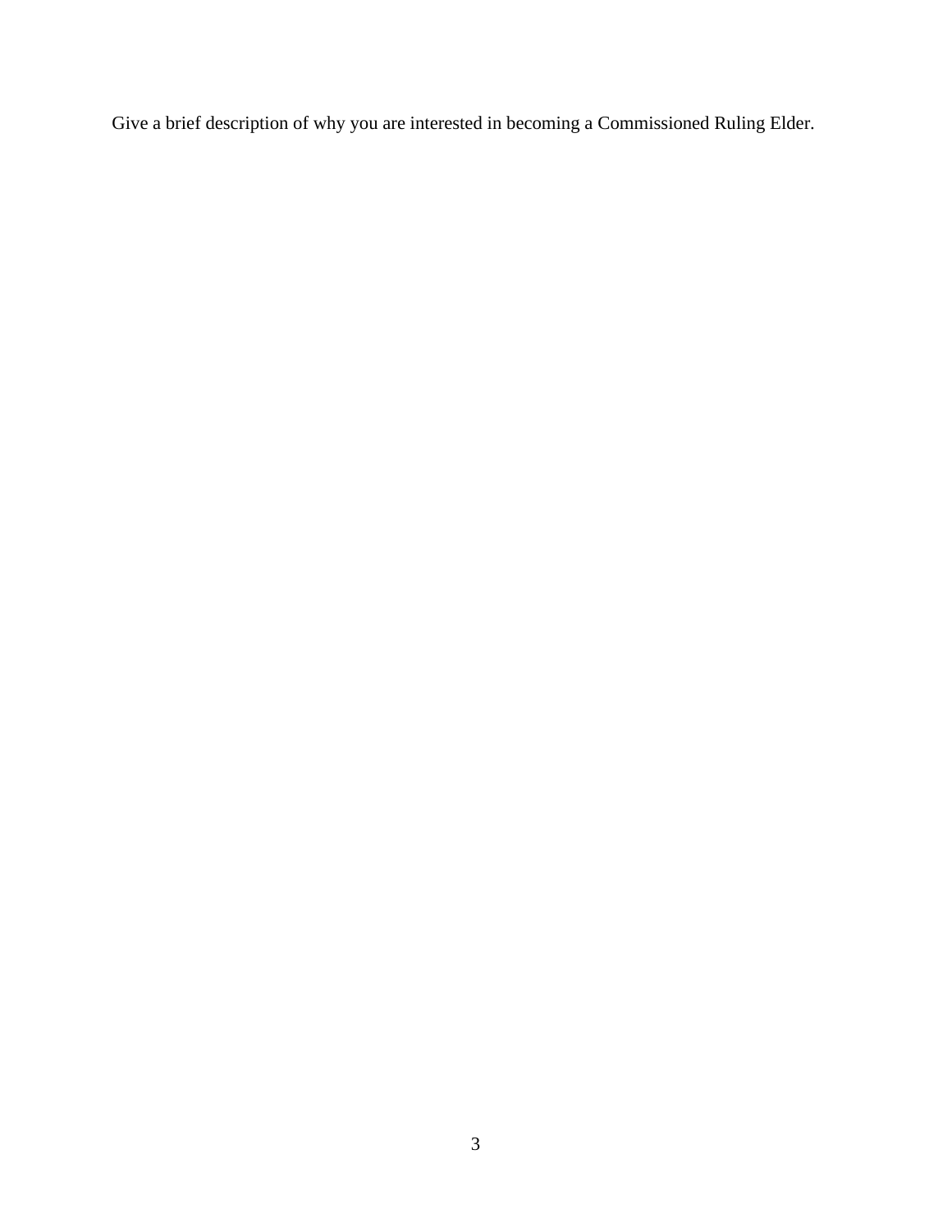Give a brief description of why you are interested in becoming a Commissioned Ruling Elder.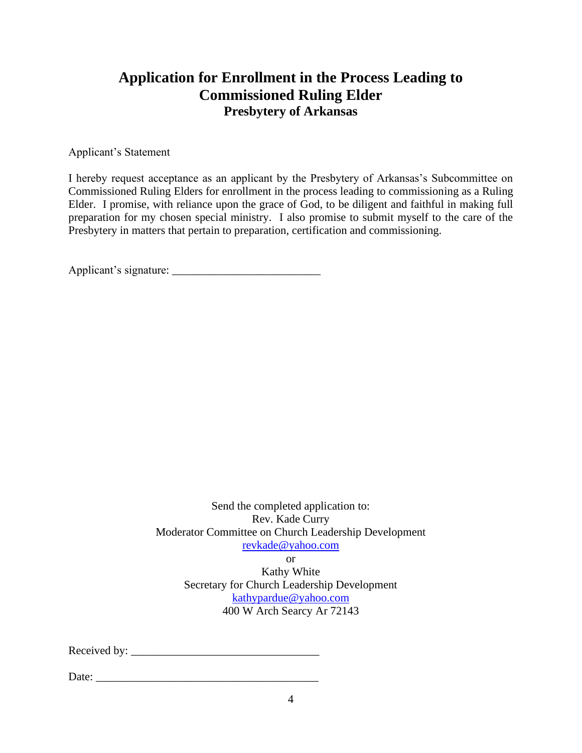# Application for Enrollment in the Process Leading to Commissioned Ruling Elder

## Presbytery of Arkansas

Applicant's Statement

I hereby request acceptance as an applicant by the Presbytery of Arkansas's Subcommittee on Commissioned Ruling Elders for enrollment in the process leading to commissioning as a Ruling Elder. I promise, with reliance upon the grace of God, to be diligent and faithful in making full preparation for my chosen special ministry. I also promise to submit myself to the care of the Presbytery in matters that pertain to preparation, certification and commissioning.

Applicant's signature: ___________________________

Send the completed application to:
Rev. Kade Curry
Moderator Committee on Church Leadership Development
revkade@yahoo.com
or
Kathy White
Secretary for Church Leadership Development
kathypardue@yahoo.com
400 W Arch Searcy Ar 72143

Received by: __________________________________

Date: ________________________________________